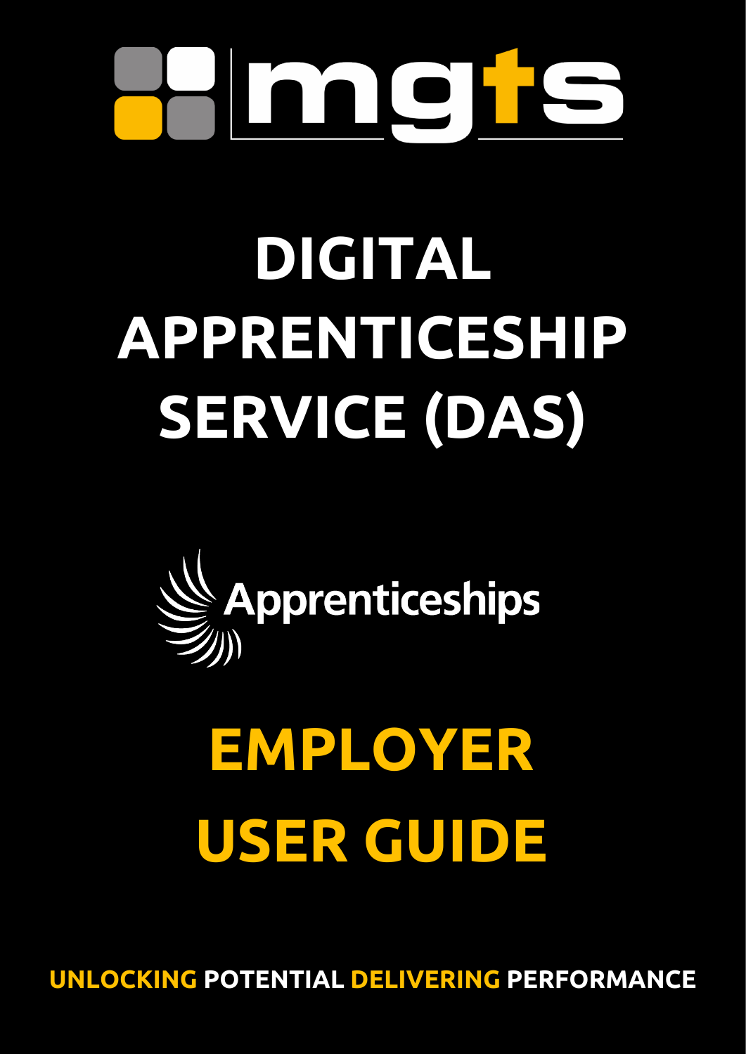# DIGITAL APPRENTICESHIP SERVICE (DAS)

Apprenticeships

# EMPLOYER USER GUIDE

**UNLOCKING POTENTIAL DELIVERING PERFORMANCE**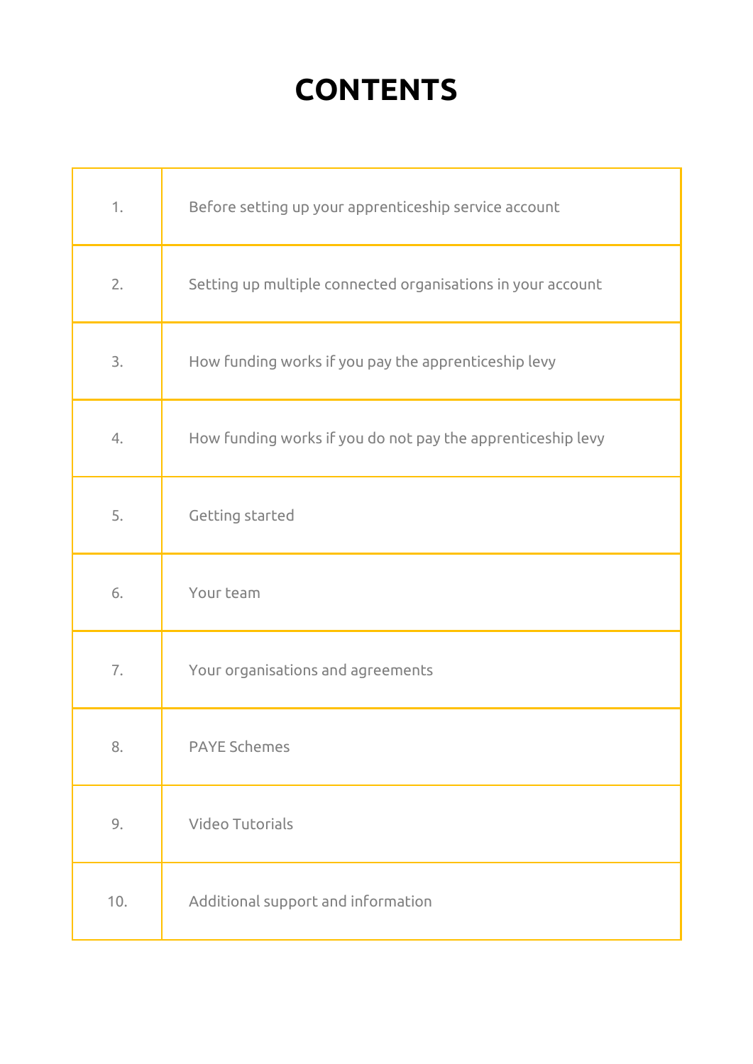# CONTENTS

| | |
|---|---|
| 1. | Before setting up your apprenticeship service account |
| 2. | Setting up multiple connected organisations in your account |
| 3. | How funding works if you pay the apprenticeship levy |
| 4. | How funding works if you do not pay the apprenticeship levy |
| 5. | Getting started |
| 6. | Your team |
| 7. | Your organisations and agreements |
| 8. | PAYE Schemes |
| 9. | Video Tutorials |
| 10. | Additional support and information |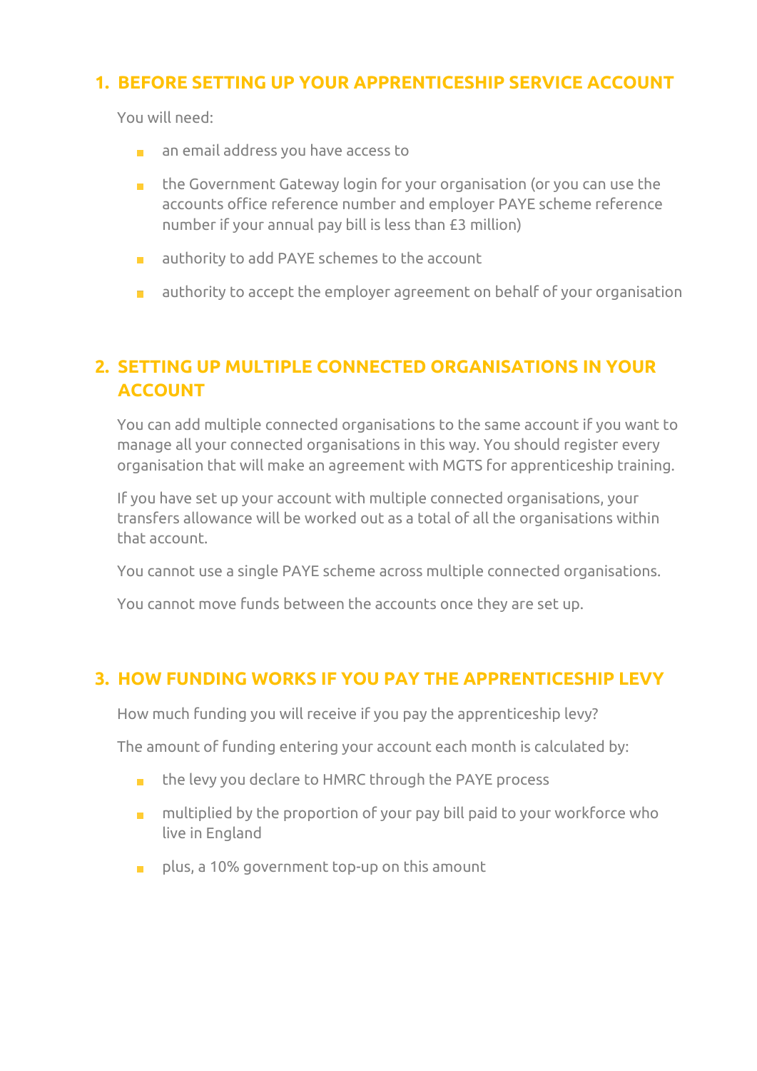## 1. BEFORE SETTING UP YOUR APPRENTICESHIP SERVICE ACCOUNT

You will need:

- an email address you have access to
- the Government Gateway login for your organisation (or you can use the accounts office reference number and employer PAYE scheme reference number if your annual pay bill is less than £3 million)
- authority to add PAYE schemes to the account
- authority to accept the employer agreement on behalf of your organisation

## 2. SETTING UP MULTIPLE CONNECTED ORGANISATIONS IN YOUR ACCOUNT

You can add multiple connected organisations to the same account if you want to manage all your connected organisations in this way. You should register every organisation that will make an agreement with MGTS for apprenticeship training.

If you have set up your account with multiple connected organisations, your transfers allowance will be worked out as a total of all the organisations within that account.

You cannot use a single PAYE scheme across multiple connected organisations.

You cannot move funds between the accounts once they are set up.

## 3. HOW FUNDING WORKS IF YOU PAY THE APPRENTICESHIP LEVY

How much funding you will receive if you pay the apprenticeship levy?

The amount of funding entering your account each month is calculated by:

- the levy you declare to HMRC through the PAYE process
- multiplied by the proportion of your pay bill paid to your workforce who live in England
- plus, a 10% government top-up on this amount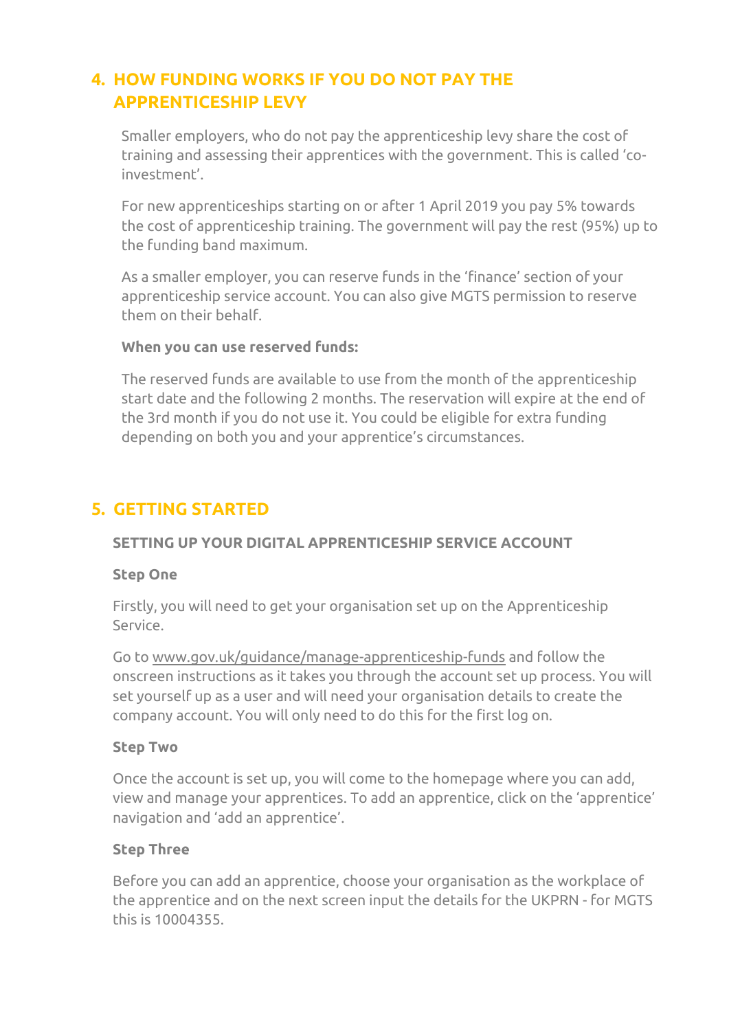## 4. HOW FUNDING WORKS IF YOU DO NOT PAY THE APPRENTICESHIP LEVY

Smaller employers, who do not pay the apprenticeship levy share the cost of training and assessing their apprentices with the government. This is called 'co-investment'.

For new apprenticeships starting on or after 1 April 2019 you pay 5% towards the cost of apprenticeship training. The government will pay the rest (95%) up to the funding band maximum.

As a smaller employer, you can reserve funds in the 'finance' section of your apprenticeship service account. You can also give MGTS permission to reserve them on their behalf.

**When you can use reserved funds:**

The reserved funds are available to use from the month of the apprenticeship start date and the following 2 months. The reservation will expire at the end of the 3rd month if you do not use it. You could be eligible for extra funding depending on both you and your apprentice's circumstances.

## 5. GETTING STARTED

### SETTING UP YOUR DIGITAL APPRENTICESHIP SERVICE ACCOUNT

**Step One**

Firstly, you will need to get your organisation set up on the Apprenticeship Service.

Go to www.gov.uk/guidance/manage-apprenticeship-funds and follow the onscreen instructions as it takes you through the account set up process. You will set yourself up as a user and will need your organisation details to create the company account. You will only need to do this for the first log on.

**Step Two**

Once the account is set up, you will come to the homepage where you can add, view and manage your apprentices. To add an apprentice, click on the 'apprentice' navigation and 'add an apprentice'.

**Step Three**

Before you can add an apprentice, choose your organisation as the workplace of the apprentice and on the next screen input the details for the UKPRN - for MGTS this is 10004355.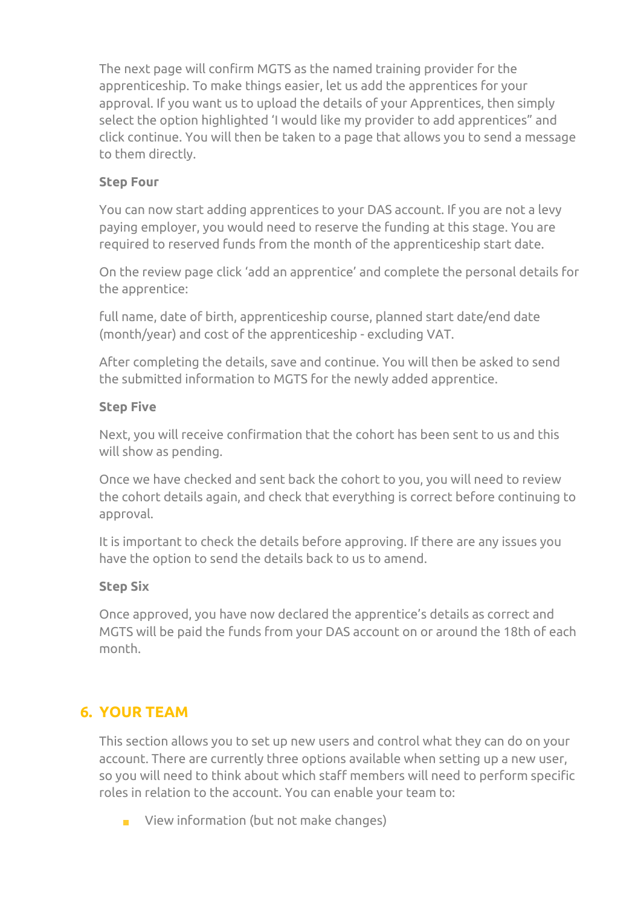The next page will confirm MGTS as the named training provider for the apprenticeship. To make things easier, let us add the apprentices for your approval. If you want us to upload the details of your Apprentices, then simply select the option highlighted 'I would like my provider to add apprentices" and click continue. You will then be taken to a page that allows you to send a message to them directly.

**Step Four**

You can now start adding apprentices to your DAS account. If you are not a levy paying employer, you would need to reserve the funding at this stage. You are required to reserved funds from the month of the apprenticeship start date.

On the review page click 'add an apprentice' and complete the personal details for the apprentice:

full name, date of birth, apprenticeship course, planned start date/end date (month/year) and cost of the apprenticeship - excluding VAT.

After completing the details, save and continue. You will then be asked to send the submitted information to MGTS for the newly added apprentice.

**Step Five**

Next, you will receive confirmation that the cohort has been sent to us and this will show as pending.

Once we have checked and sent back the cohort to you, you will need to review the cohort details again, and check that everything is correct before continuing to approval.

It is important to check the details before approving. If there are any issues you have the option to send the details back to us to amend.

**Step Six**

Once approved, you have now declared the apprentice's details as correct and MGTS will be paid the funds from your DAS account on or around the 18th of each month.

## 6. YOUR TEAM

This section allows you to set up new users and control what they can do on your account. There are currently three options available when setting up a new user, so you will need to think about which staff members will need to perform specific roles in relation to the account. You can enable your team to:

- View information (but not make changes)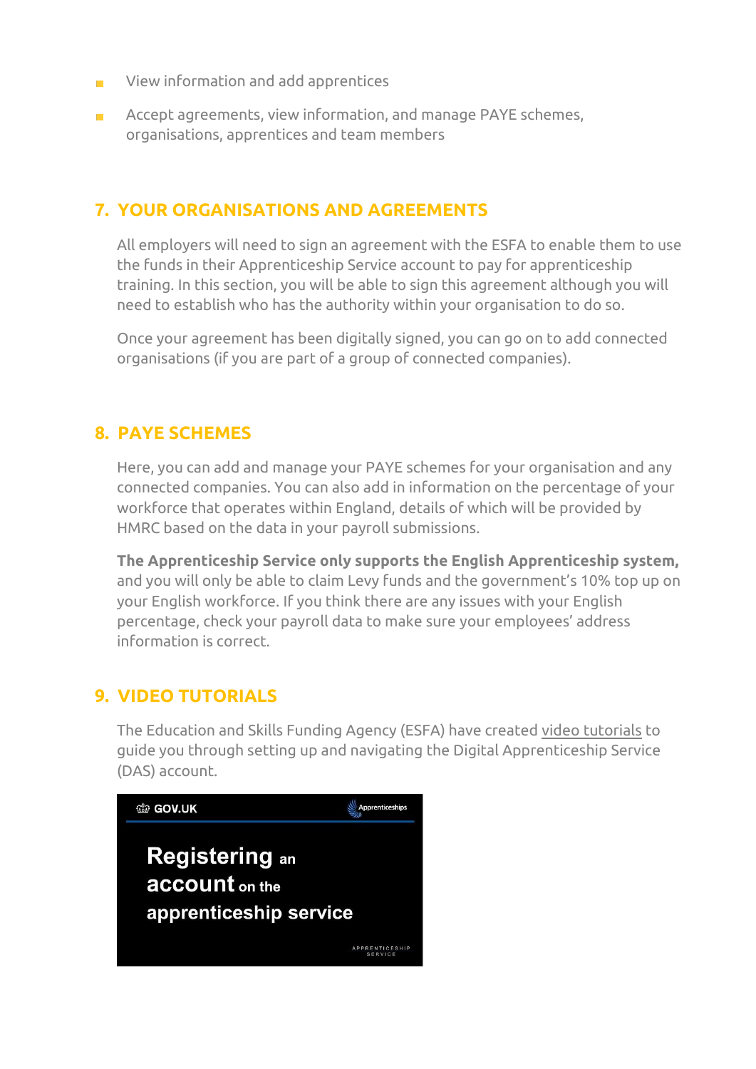- View information and add apprentices
- Accept agreements, view information, and manage PAYE schemes, organisations, apprentices and team members

## 7. YOUR ORGANISATIONS AND AGREEMENTS

All employers will need to sign an agreement with the ESFA to enable them to use the funds in their Apprenticeship Service account to pay for apprenticeship training. In this section, you will be able to sign this agreement although you will need to establish who has the authority within your organisation to do so.

Once your agreement has been digitally signed, you can go on to add connected organisations (if you are part of a group of connected companies).

## 8. PAYE SCHEMES

Here, you can add and manage your PAYE schemes for your organisation and any connected companies. You can also add in information on the percentage of your workforce that operates within England, details of which will be provided by HMRC based on the data in your payroll submissions.

**The Apprenticeship Service only supports the English Apprenticeship system,** and you will only be able to claim Levy funds and the government's 10% top up on your English workforce. If you think there are any issues with your English percentage, check your payroll data to make sure your employees' address information is correct.

## 9. VIDEO TUTORIALS

The Education and Skills Funding Agency (ESFA) have created video tutorials to guide you through setting up and navigating the Digital Apprenticeship Service (DAS) account.

GOV.UK | Apprenticeships

**Registering an account on the apprenticeship service**

APPRENTICESHIP SERVICE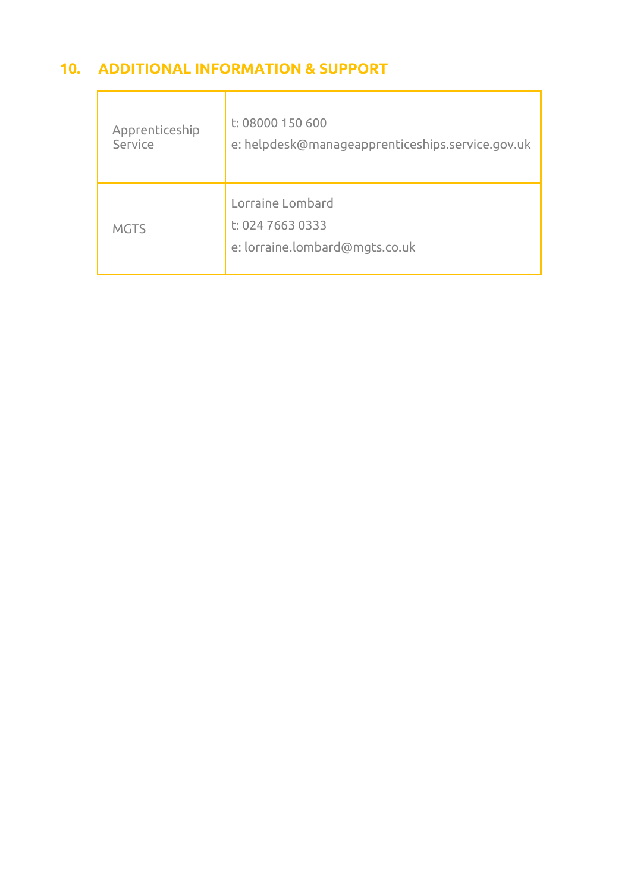## 10. ADDITIONAL INFORMATION & SUPPORT

| | |
|---|---|
| Apprenticeship Service | t: 08000 150 600<br>e: helpdesk@manageapprenticeships.service.gov.uk |
| MGTS | Lorraine Lombard<br>t: 024 7663 0333<br>e: lorraine.lombard@mgts.co.uk |